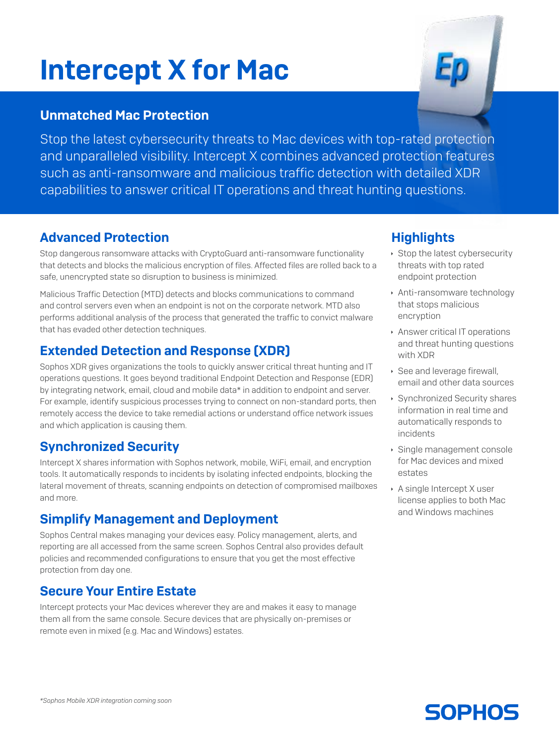# Intercept X for Mac

## Unmatched Mac Protection

Stop the latest cybersecurity threats to Mac devices with top-rated protection and unparalleled visibility. Intercept X combines advanced protection features such as anti-ransomware and malicious traffic detection with detailed XDR capabilities to answer critical IT operations and threat hunting questions.

## Advanced Protection

Stop dangerous ransomware attacks with CryptoGuard anti-ransomware functionality that detects and blocks the malicious encryption of files. Affected files are rolled back to a safe, unencrypted state so disruption to business is minimized.

Malicious Traffic Detection (MTD) detects and blocks communications to command and control servers even when an endpoint is not on the corporate network. MTD also performs additional analysis of the process that generated the traffic to convict malware that has evaded other detection techniques.

## Extended Detection and Response (XDR)

Sophos XDR gives organizations the tools to quickly answer critical threat hunting and IT operations questions. It goes beyond traditional Endpoint Detection and Response (EDR) by integrating network, email, cloud and mobile data* in addition to endpoint and server. For example, identify suspicious processes trying to connect on non-standard ports, then remotely access the device to take remedial actions or understand office network issues and which application is causing them.

## Synchronized Security

Intercept X shares information with Sophos network, mobile, WiFi, email, and encryption tools. It automatically responds to incidents by isolating infected endpoints, blocking the lateral movement of threats, scanning endpoints on detection of compromised mailboxes and more.

## Simplify Management and Deployment

Sophos Central makes managing your devices easy. Policy management, alerts, and reporting are all accessed from the same screen. Sophos Central also provides default policies and recommended configurations to ensure that you get the most effective protection from day one.

## Secure Your Entire Estate

Intercept protects your Mac devices wherever they are and makes it easy to manage them all from the same console. Secure devices that are physically on-premises or remote even in mixed (e.g. Mac and Windows) estates.

## Highlights

- Stop the latest cybersecurity threats with top rated endpoint protection
- Anti-ransomware technology that stops malicious encryption
- Answer critical IT operations and threat hunting questions with XDR
- See and leverage firewall, email and other data sources
- Synchronized Security shares information in real time and automatically responds to incidents
- Single management console for Mac devices and mixed estates
- A single Intercept X user license applies to both Mac and Windows machines

*\*Sophos Mobile XDR integration coming soon*

SOPHOS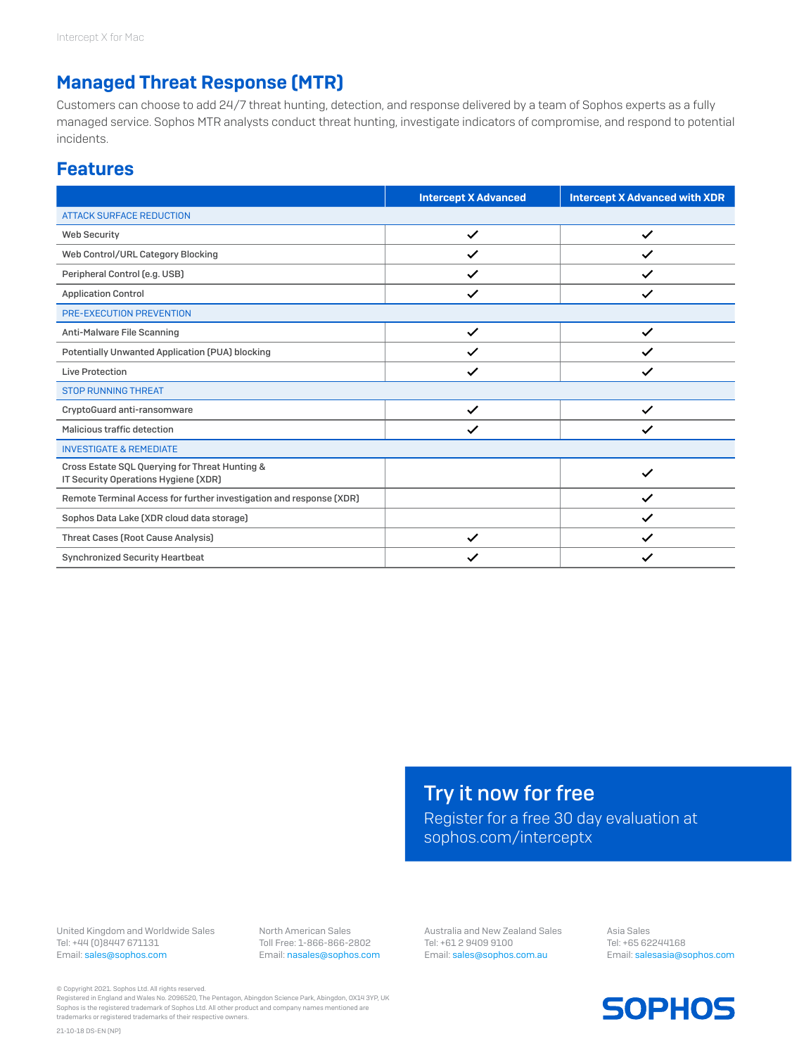## Managed Threat Response (MTR)

Customers can choose to add 24/7 threat hunting, detection, and response delivered by a team of Sophos experts as a fully managed service. Sophos MTR analysts conduct threat hunting, investigate indicators of compromise, and respond to potential incidents.

## Features

| | Intercept X Advanced | Intercept X Advanced with XDR |
|---|---|---|
| ATTACK SURFACE REDUCTION | | |
| Web Security | ✓ | ✓ |
| Web Control/URL Category Blocking | ✓ | ✓ |
| Peripheral Control (e.g. USB) | ✓ | ✓ |
| Application Control | ✓ | ✓ |
| PRE-EXECUTION PREVENTION | | |
| Anti-Malware File Scanning | ✓ | ✓ |
| Potentially Unwanted Application (PUA) blocking | ✓ | ✓ |
| Live Protection | ✓ | ✓ |
| STOP RUNNING THREAT | | |
| CryptoGuard anti-ransomware | ✓ | ✓ |
| Malicious traffic detection | ✓ | ✓ |
| INVESTIGATE & REMEDIATE | | |
| Cross Estate SQL Querying for Threat Hunting & IT Security Operations Hygiene (XDR) | | ✓ |
| Remote Terminal Access for further investigation and response (XDR) | | ✓ |
| Sophos Data Lake (XDR cloud data storage) | | ✓ |
| Threat Cases (Root Cause Analysis) | ✓ | ✓ |
| Synchronized Security Heartbeat | ✓ | ✓ |

## Try it now for free

Register for a free 30 day evaluation at sophos.com/interceptx

United Kingdom and Worldwide Sales
Tel: +44 (0)8447 671131
Email: sales@sophos.com

North American Sales
Toll Free: 1-866-866-2802
Email: nasales@sophos.com

Australia and New Zealand Sales
Tel: +61 2 9409 9100
Email: sales@sophos.com.au

Asia Sales
Tel: +65 62244168
Email: salesasia@sophos.com

© Copyright 2021. Sophos Ltd. All rights reserved.
Registered in England and Wales No. 2096520, The Pentagon, Abingdon Science Park, Abingdon, OX14 3YP, UK
Sophos is the registered trademark of Sophos Ltd. All other product and company names mentioned are trademarks or registered trademarks of their respective owners.

21-10-18 DS-EN (NP)

SOPHOS